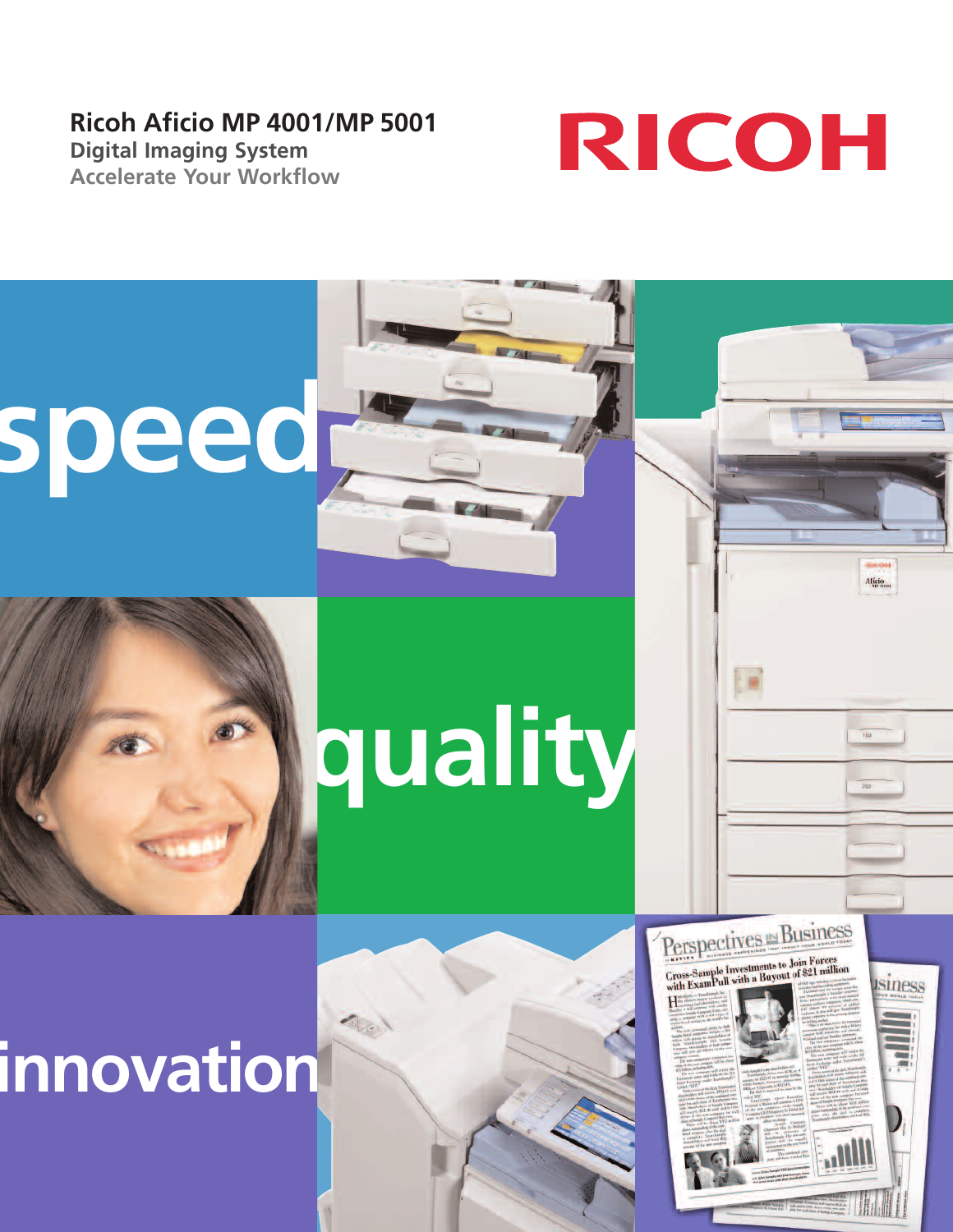# Ricoh Aficio MP 4001/MP 5001

## Digital Imaging System

### Accelerate Your Workflow

RICOH

speed

quality

innovation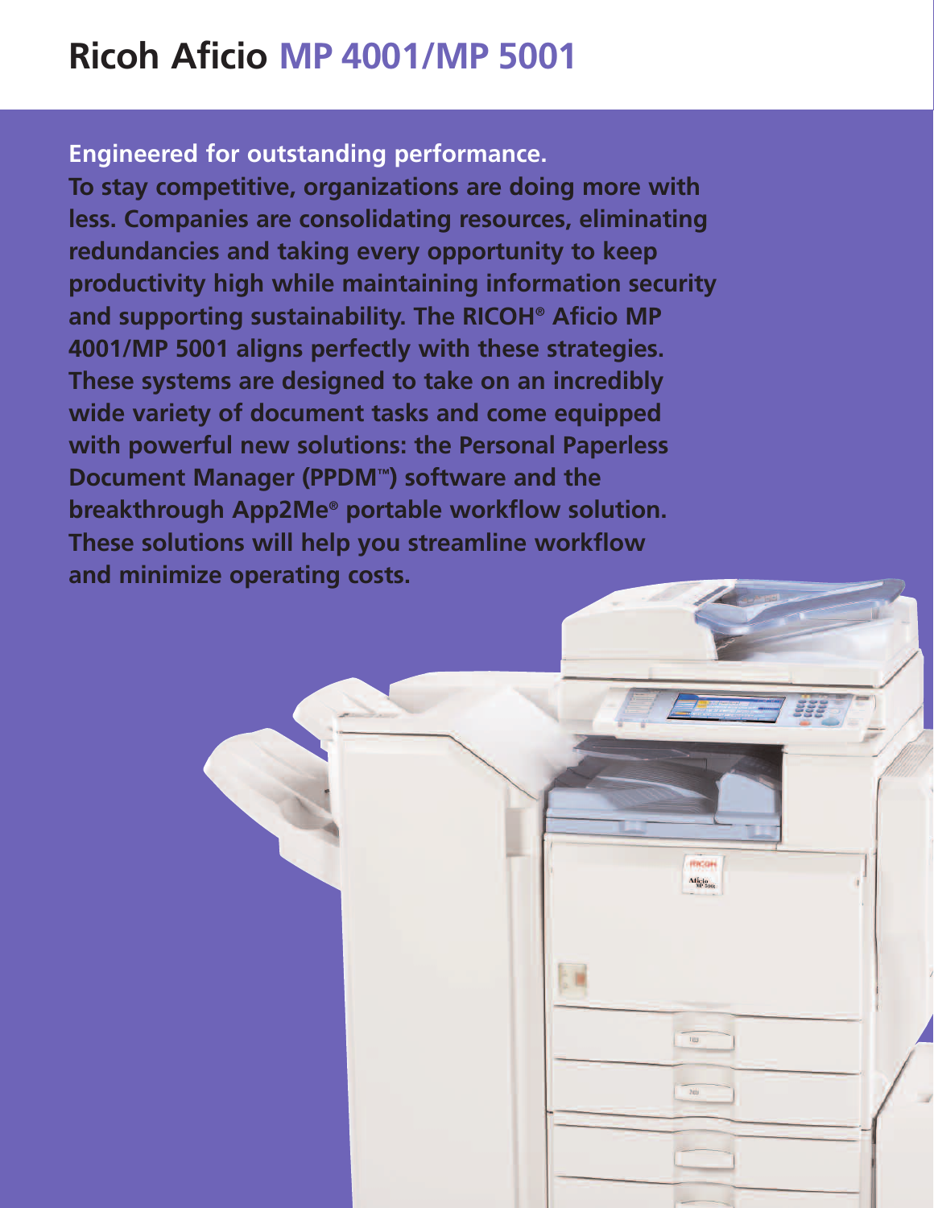# Ricoh Aficio MP 4001/MP 5001

**Engineered for outstanding performance.**
**To stay competitive, organizations are doing more with less. Companies are consolidating resources, eliminating redundancies and taking every opportunity to keep productivity high while maintaining information security and supporting sustainability. The RICOH® Aficio MP 4001/MP 5001 aligns perfectly with these strategies. These systems are designed to take on an incredibly wide variety of document tasks and come equipped with powerful new solutions: the Personal Paperless Document Manager (PPDM™) software and the breakthrough App2Me® portable workflow solution. These solutions will help you streamline workflow and minimize operating costs.**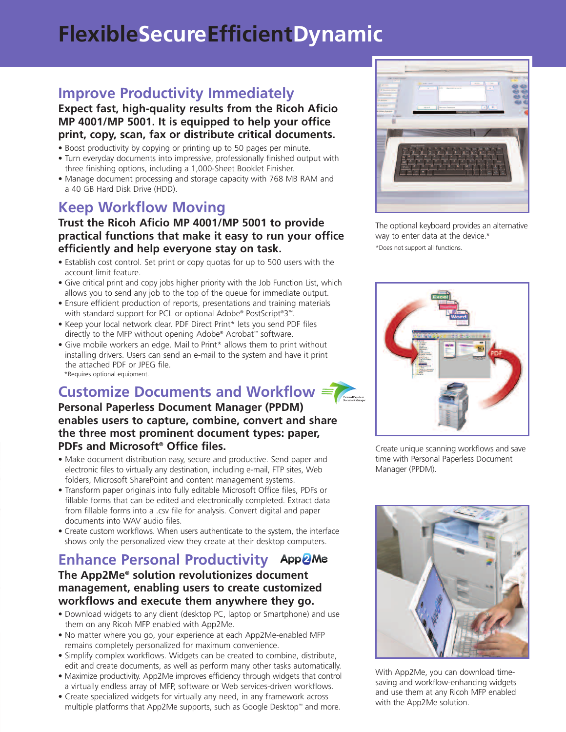# FlexibleSecureEfficientDynamic

## Improve Productivity Immediately

**Expect fast, high-quality results from the Ricoh Aficio MP 4001/MP 5001. It is equipped to help your office print, copy, scan, fax or distribute critical documents.**

- Boost productivity by copying or printing up to 50 pages per minute.
- Turn everyday documents into impressive, professionally finished output with three finishing options, including a 1,000-Sheet Booklet Finisher.
- Manage document processing and storage capacity with 768 MB RAM and a 40 GB Hard Disk Drive (HDD).

## Keep Workflow Moving

**Trust the Ricoh Aficio MP 4001/MP 5001 to provide practical functions that make it easy to run your office efficiently and help everyone stay on task.**

- Establish cost control. Set print or copy quotas for up to 500 users with the account limit feature.
- Give critical print and copy jobs higher priority with the Job Function List, which allows you to send any job to the top of the queue for immediate output.
- Ensure efficient production of reports, presentations and training materials with standard support for PCL or optional Adobe® PostScript®3™.
- Keep your local network clear. PDF Direct Print* lets you send PDF files directly to the MFP without opening Adobe® Acrobat™ software.
- Give mobile workers an edge. Mail to Print* allows them to print without installing drivers. Users can send an e-mail to the system and have it print the attached PDF or JPEG file.

*Requires optional equipment.

## Customize Documents and Workflow

**Personal Paperless Document Manager (PPDM) enables users to capture, combine, convert and share the three most prominent document types: paper, PDFs and Microsoft® Office files.**

- Make document distribution easy, secure and productive. Send paper and electronic files to virtually any destination, including e-mail, FTP sites, Web folders, Microsoft SharePoint and content management systems.
- Transform paper originals into fully editable Microsoft Office files, PDFs or fillable forms that can be edited and electronically completed. Extract data from fillable forms into a .csv file for analysis. Convert digital and paper documents into WAV audio files.
- Create custom workflows. When users authenticate to the system, the interface shows only the personalized view they create at their desktop computers.

## Enhance Personal Productivity

**The App2Me® solution revolutionizes document management, enabling users to create customized workflows and execute them anywhere they go.**

- Download widgets to any client (desktop PC, laptop or Smartphone) and use them on any Ricoh MFP enabled with App2Me.
- No matter where you go, your experience at each App2Me-enabled MFP remains completely personalized for maximum convenience.
- Simplify complex workflows. Widgets can be created to combine, distribute, edit and create documents, as well as perform many other tasks automatically.
- Maximize productivity. App2Me improves efficiency through widgets that control a virtually endless array of MFP, software or Web services-driven workflows.
- Create specialized widgets for virtually any need, in any framework across multiple platforms that App2Me supports, such as Google Desktop™ and more.

The optional keyboard provides an alternative way to enter data at the device.*

*Does not support all functions.

Create unique scanning workflows and save time with Personal Paperless Document Manager (PPDM).

With App2Me, you can download time-saving and workflow-enhancing widgets and use them at any Ricoh MFP enabled with the App2Me solution.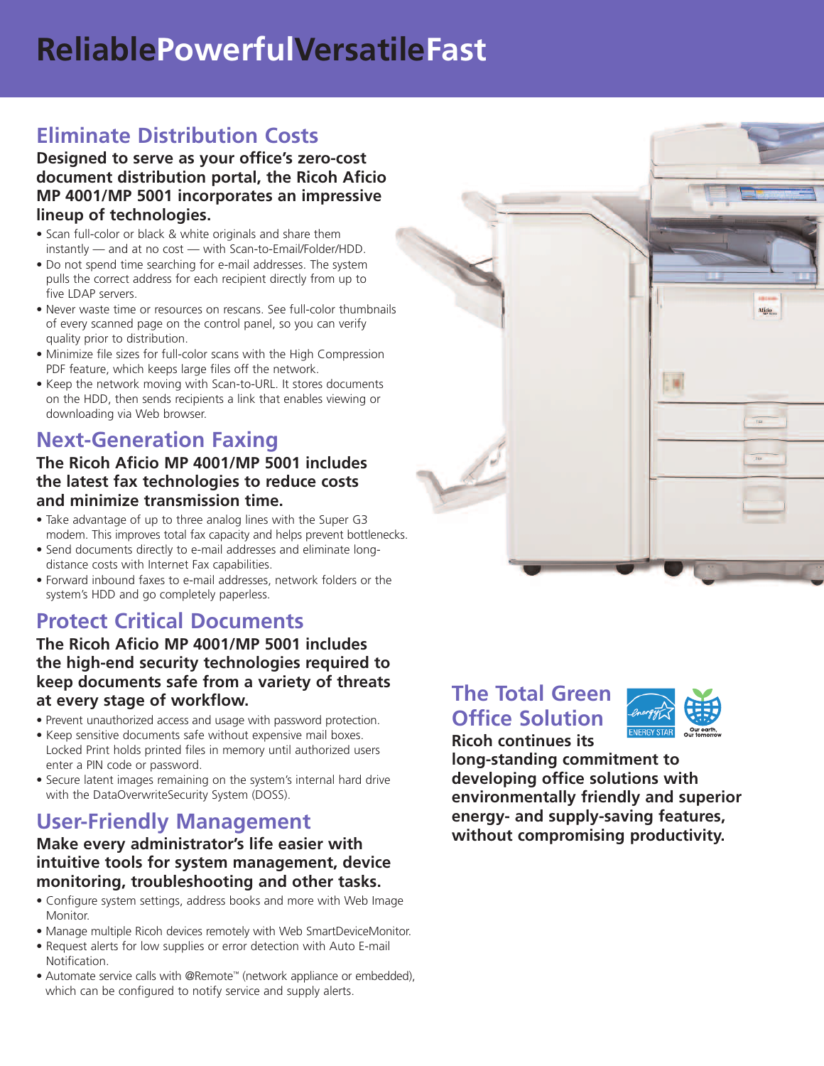# ReliablePowerfulVersatileFast

## Eliminate Distribution Costs

**Designed to serve as your office's zero-cost document distribution portal, the Ricoh Aficio MP 4001/MP 5001 incorporates an impressive lineup of technologies.**

- Scan full-color or black & white originals and share them instantly — and at no cost — with Scan-to-Email/Folder/HDD.
- Do not spend time searching for e-mail addresses. The system pulls the correct address for each recipient directly from up to five LDAP servers.
- Never waste time or resources on rescans. See full-color thumbnails of every scanned page on the control panel, so you can verify quality prior to distribution.
- Minimize file sizes for full-color scans with the High Compression PDF feature, which keeps large files off the network.
- Keep the network moving with Scan-to-URL. It stores documents on the HDD, then sends recipients a link that enables viewing or downloading via Web browser.

## Next-Generation Faxing

**The Ricoh Aficio MP 4001/MP 5001 includes the latest fax technologies to reduce costs and minimize transmission time.**

- Take advantage of up to three analog lines with the Super G3 modem. This improves total fax capacity and helps prevent bottlenecks.
- Send documents directly to e-mail addresses and eliminate long-distance costs with Internet Fax capabilities.
- Forward inbound faxes to e-mail addresses, network folders or the system's HDD and go completely paperless.

## Protect Critical Documents

**The Ricoh Aficio MP 4001/MP 5001 includes the high-end security technologies required to keep documents safe from a variety of threats at every stage of workflow.**

- Prevent unauthorized access and usage with password protection.
- Keep sensitive documents safe without expensive mail boxes. Locked Print holds printed files in memory until authorized users enter a PIN code or password.
- Secure latent images remaining on the system's internal hard drive with the DataOverwriteSecurity System (DOSS).

## User-Friendly Management

**Make every administrator's life easier with intuitive tools for system management, device monitoring, troubleshooting and other tasks.**

- Configure system settings, address books and more with Web Image Monitor.
- Manage multiple Ricoh devices remotely with Web SmartDeviceMonitor.
- Request alerts for low supplies or error detection with Auto E-mail Notification.
- Automate service calls with @Remote™ (network appliance or embedded), which can be configured to notify service and supply alerts.

## The Total Green Office Solution

**Ricoh continues its long-standing commitment to developing office solutions with environmentally friendly and superior energy- and supply-saving features, without compromising productivity.**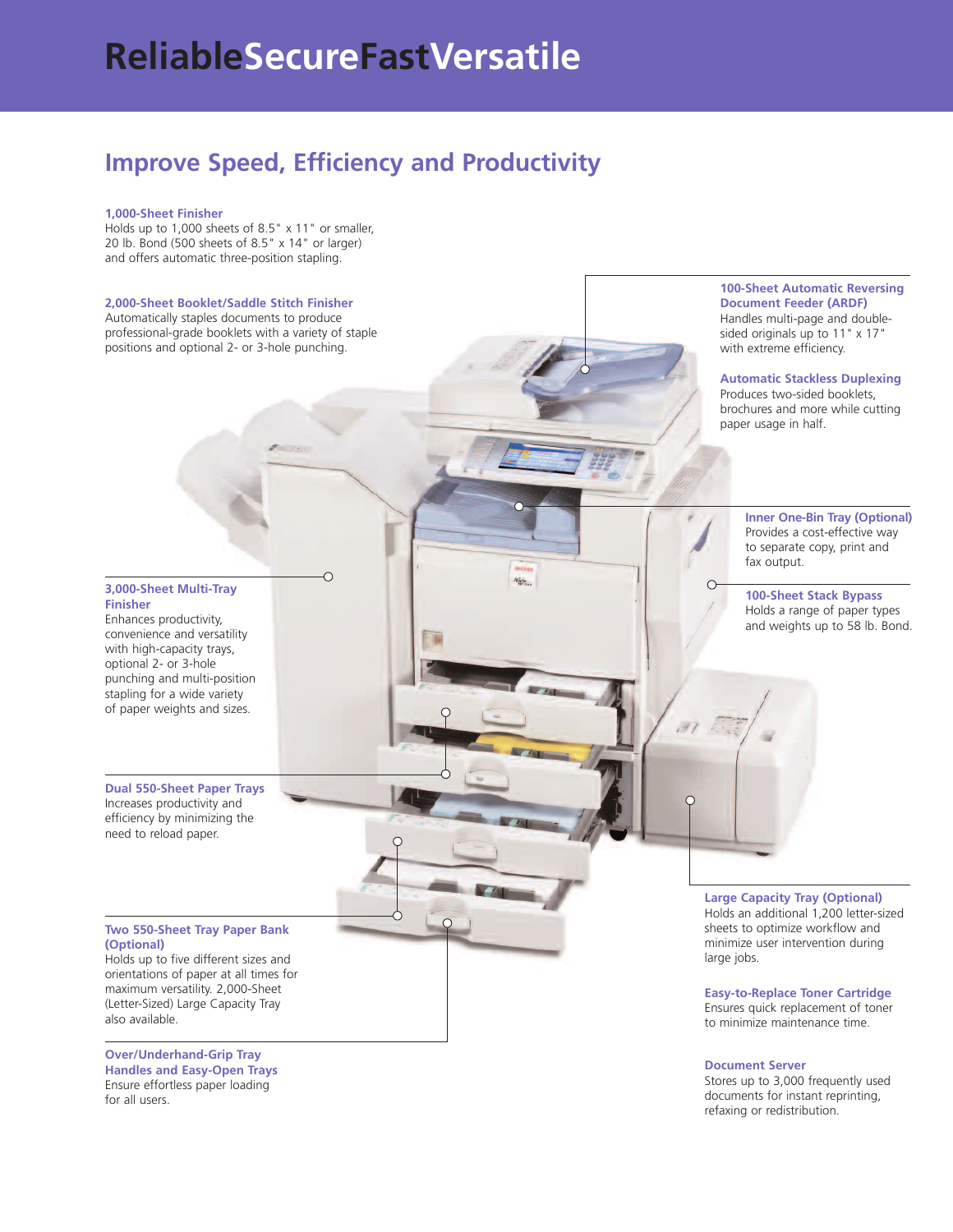# ReliableSecureFastVersatile

## Improve Speed, Efficiency and Productivity

**1,000-Sheet Finisher**
Holds up to 1,000 sheets of 8.5" x 11" or smaller, 20 lb. Bond (500 sheets of 8.5" x 14" or larger) and offers automatic three-position stapling.

**2,000-Sheet Booklet/Saddle Stitch Finisher**
Automatically staples documents to produce professional-grade booklets with a variety of staple positions and optional 2- or 3-hole punching.

**3,000-Sheet Multi-Tray Finisher**
Enhances productivity, convenience and versatility with high-capacity trays, optional 2- or 3-hole punching and multi-position stapling for a wide variety of paper weights and sizes.

**Dual 550-Sheet Paper Trays**
Increases productivity and efficiency by minimizing the need to reload paper.

**Two 550-Sheet Tray Paper Bank (Optional)**
Holds up to five different sizes and orientations of paper at all times for maximum versatility. 2,000-Sheet (Letter-Sized) Large Capacity Tray also available.

**Over/Underhand-Grip Tray Handles and Easy-Open Trays**
Ensure effortless paper loading for all users.

**100-Sheet Automatic Reversing Document Feeder (ARDF)**
Handles multi-page and double-sided originals up to 11" x 17" with extreme efficiency.

**Automatic Stackless Duplexing**
Produces two-sided booklets, brochures and more while cutting paper usage in half.

**Inner One-Bin Tray (Optional)**
Provides a cost-effective way to separate copy, print and fax output.

**100-Sheet Stack Bypass**
Holds a range of paper types and weights up to 58 lb. Bond.

**Large Capacity Tray (Optional)**
Holds an additional 1,200 letter-sized sheets to optimize workflow and minimize user intervention during large jobs.

**Easy-to-Replace Toner Cartridge**
Ensures quick replacement of toner to minimize maintenance time.

**Document Server**
Stores up to 3,000 frequently used documents for instant reprinting, refaxing or redistribution.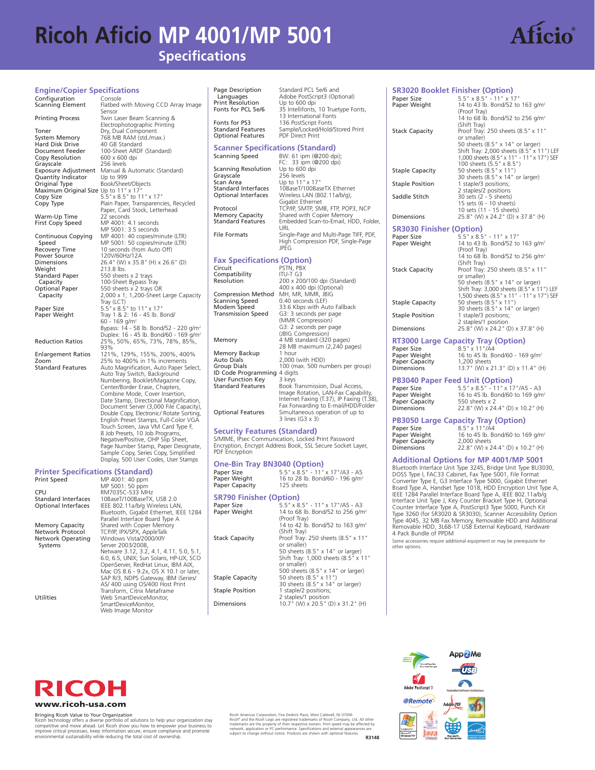# Ricoh Aficio MP 4001/MP 5001

## Specifications

### Engine/Copier Specifications

| | |
|---|---|
| Configuration | Console |
| Scanning Element | Flatbed with Moving CCD Array Image Sensor |
| Printing Process | Twin Laser Beam Scanning & Electrophotographic Printing |
| Toner | Dry, Dual Component |
| System Memory | 768 MB RAM (std./max.) |
| Hard Disk Drive | 40 GB Standard |
| Document Feeder | 100-Sheet ARDF (Standard) |
| Copy Resolution | 600 x 600 dpi |
| Grayscale | 256 levels |
| Exposure Adjustment | Manual & Automatic (Standard) |
| Quantity Indicator | Up to 999 |
| Original Type | Book/Sheet/Objects |
| Maximum Original Size | Up to 11" x 17" |
| Copy Size | 5.5" x 8.5" to 11" x 17" |
| Copy Type | Plain Paper, Transparencies, Recycled Paper, Card Stock, Letterhead |
| Warm-Up Time | 22 seconds |
| First Copy Speed | MP 4001: 4.1 seconds<br>MP 5001: 3.5 seconds |
| Continuous Copying Speed | MP 4001: 40 copies/minute (LTR)<br>MP 5001: 50 copies/minute (LTR) |
| Recovery Time | 10 seconds (from Auto Off) |
| Power Source | 120V/60Hz/12A |
| Dimensions | 26.4" (W) x 35.8" (H) x 26.6" (D) |
| Weight | 213.8 lbs. |
| Standard Paper Capacity | 550 sheets x 2 trays<br>100-Sheet Bypass Tray |
| Optional Paper Capacity | 550 sheets x 2 trays OR 2,000 sheets x 1; 1,200-Sheet Large Capacity Tray (LCT) |
| Paper Size | 5.5" x 8.5" to 11" x 17" |
| Paper Weight | Tray 1 & 2: 16 - 45 lb. Bond/ 60 - 169 g/m²<br>Bypass: 14 - 58 lb. Bond/52 - 220 g/m²<br>Duplex: 16 - 45 lb. Bond/60 - 169 g/m² |
| Reduction Ratios | 25%, 50%, 65%, 73%, 78%, 85%, 93% |
| Enlargement Ratios | 121%, 129%, 155%, 200%, 400% |
| Zoom | 25% to 400% in 1% increments |
| Standard Features | Auto Magnification, Auto Paper Select, Auto Tray Switch, Background Numbering, Booklet/Magazine Copy, Center/Border Erase, Chapters, Combine Mode, Cover Insertion, Date Stamp, Directional Magnification, Document Server (3,000 File Capacity), Double Copy, Electronic/ Rotate Sorting, English Preset Stamps, Full-Color VGA Touch Screen, Java VM Card Type F, 8 Job Presets, 10 Job Programs, Negative/Positive, OHP Slip Sheet, Page Number Stamp, Paper Designate, Sample Copy, Series Copy, Simplified Display, 500 User Codes, User Stamps |

### Printer Specifications (Standard)

| | |
|---|---|
| Print Speed | MP 4001: 40 ppm<br>MP 5001: 50 ppm |
| CPU | RM7035C-533 MHz |
| Standard Interfaces | 10BaseT/100BaseTX, USB 2.0 |
| Optional Interfaces | IEEE 802.11a/b/g Wireless LAN, Bluetooth, Gigabit Ethernet, IEEE 1284 Parallel Interface Board Type A |
| Memory Capacity | Shared with Copier Memory |
| Network Protocol | TCP/IP, IPX/SPX, AppleTalk |
| Network Operating Systems | Windows Vista/2000/XP/ Server 2003/2008, Netware 3.12, 3.2, 4.1, 4.11, 5.0, 5.1, 6.0, 6.5, UNIX; Sun Solaris, HP-UX, SCO OpenServer, RedHat Linux, IBM AIX, Mac OS 8.6 - 9.2x, OS X 10.1 or later, SAP R/3, NDPS Gateway, IBM iSeries/ AS/ 400 using OS/400 Host Print Transform, Citrix Metaframe |
| Utilities | Web SmartDeviceMonitor, SmartDeviceMonitor, Web Image Monitor |
| Page Description Languages | Standard PCL 5e/6 and Adobe PostScript3 (Optional) |
| Print Resolution | Up to 600 dpi |
| Fonts for PCL 5e/6 | 35 Intellifonts, 10 Truetype Fonts, 13 International Fonts |
| Fonts for PS3 | 136 PostScript Fonts |
| Standard Features | Sample/Locked/Hold/Stored Print |
| Optional Features | PDF Direct Print |

### Scanner Specifications (Standard)

| | |
|---|---|
| Scanning Speed | BW: 61 ipm (@200 dpi);<br>FC: 33 ipm (@200 dpi) |
| Scanning Resolution | Up to 600 dpi |
| Grayscale | 256 levels |
| Scan Area | Up to 11" x 17" |
| Standard Interfaces | 10BaseT/100BaseTX Ethernet |
| Optional Interfaces | Wireless LAN (802.11a/b/g), Gigabit Ethernet |
| Protocol | TCP/IP, SMTP, SMB, FTP, POP3, NCP |
| Memory Capacity | Shared with Copier Memory |
| Standard Features | Embedded Scan-to-Email, HDD, Folder, URL |
| File Formats | Single-Page and Multi-Page TIFF, PDF, High Compression PDF, Single-Page JPEG |

### Fax Specifications (Option)

| | |
|---|---|
| Circuit | PSTN, PBX |
| Compatibility | ITU-T G3 |
| Resolution | 200 x 200/100 dpi (Standard)<br>400 x 400 dpi (Optional) |
| Compression Method | MH, MR, MMR, JBIG |
| Scanning Speed | 0.40 seconds (LEF) |
| Modem Speed | 33.6 Kbps with Auto Fallback |
| Transmission Speed | G3: 3 seconds per page (MMR Compression)<br>G3: 2 seconds per page (JBIG Compression) |
| Memory | 4 MB standard (320 pages)<br>28 MB maximum (2,240 pages) |
| Memory Backup | 1 hour |
| Auto Dials | 2,000 (with HDD) |
| Group Dials | 100 (max. 500 numbers per group) |
| ID Code Programming | 4 digits |
| User Function Key | 3 keys |
| Standard Features | Book Transmission, Dual Access, Image Rotation, LAN-Fax Capability, Internet Faxing (T.37), IP Faxing (T.38), Fax Forwarding to E-mail/HDD/Folder |
| Optional Features | Simultaneous operation of up to 3 lines (G3 x 3) |

### Security Features (Standard)

S/MIME, IPsec Communication, Locked Print Password Encryption, Encrypt Address Book, SSL Secure Socket Layer, PDF Encryption

### One-Bin Tray BN3040 (Option)

| | |
|---|---|
| Paper Size | 5.5" x 8.5" - 11" x 17"/A3 - A5 |
| Paper Weight | 16 to 28 lb. Bond/60 - 196 g/m² |
| Paper Capacity | 125 sheets |

### SR790 Finisher (Option)

| | |
|---|---|
| Paper Size | 5.5" x 8.5" - 11" x 17"/A5 - A3 |
| Paper Weight | 14 to 68 lb. Bond/52 to 256 g/m² (Proof Tray)<br>14 to 42 lb. Bond/52 to 163 g/m² (Shift Tray) |
| Stack Capacity | Proof Tray: 250 sheets (8.5" x 11" or smaller)<br>50 sheets (8.5" x 14" or larger)<br>Shift Tray: 1,000 sheets (8.5" x 11" or smaller)<br>500 sheets (8.5" x 14" or larger) |
| Staple Capacity | 50 sheets (8.5" x 11")<br>30 sheets (8.5" x 14" or larger) |
| Staple Position | 1 staple/2 positions;<br>2 staples/1 position |
| Dimensions | 10.7" (W) x 20.5" (D) x 31.2" (H) |

### SR3020 Booklet Finisher (Option)

| | |
|---|---|
| Paper Size | 5.5" x 8.5" - 11" x 17" |
| Paper Weight | 14 to 43 lb. Bond/52 to 163 g/m² (Proof Tray)<br>14 to 68 lb. Bond/52 to 256 g/m² (Shift Tray) |
| Stack Capacity | Proof Tray: 250 sheets (8.5" x 11" or smaller)<br>50 sheets (8.5" x 14" or larger)<br>Shift Tray: 2,000 sheets (8.5" x 11") LEF<br>1,000 sheets (8.5" x 11" - 11" x 17") SEF<br>100 sheets (5.5" x 8.5") |
| Staple Capacity | 50 sheets (8.5" x 11")<br>30 sheets (8.5" x 14" or larger) |
| Staple Position | 1 staple/3 positions;<br>2 staples/2 positions |
| Saddle Stitch | 30 sets (2 - 5 sheets)<br>15 sets (6 - 10 sheets)<br>10 sets (11 - 15 sheets) |
| Dimensions | 25.8" (W) x 24.2" (D) x 37.8" (H) |

### SR3030 Finisher (Option)

| | |
|---|---|
| Paper Size | 5.5" x 8.5" - 11" x 17" |
| Paper Weight | 14 to 43 lb. Bond/52 to 163 g/m² (Proof Tray)<br>14 to 68 lb. Bond/52 to 256 g/m² (Shift Tray) |
| Stack Capacity | Proof Tray: 250 sheets (8.5" x 11" or smaller)<br>50 sheets (8.5" x 14" or larger)<br>Shift Tray: 3,000 sheets (8.5" x 11") LEF<br>1,500 sheets (8.5" x 11" - 11" x 17") SEF |
| Staple Capacity | 50 sheets (8.5" x 11")<br>30 sheets (8.5" x 14" or larger) |
| Staple Position | 1 staple/3 positions;<br>2 staples/1 position |
| Dimensions | 25.8" (W) x 24.2" (D) x 37.8" (H) |

### RT3000 Large Capacity Tray (Option)

| | |
|---|---|
| Paper Size | 8.5" x 11"/A4 |
| Paper Weight | 16 to 45 lb. Bond/60 - 169 g/m² |
| Paper Capacity | 1,200 sheets |
| Dimensions | 13.7" (W) x 21.3" (D) x 11.4" (H) |

### PB3040 Paper Feed Unit (Option)

| | |
|---|---|
| Paper Size | 5.5" x 8.5" - 11" x 17"/A5 - A3 |
| Paper Weight | 16 to 45 lb. Bond/60 to 169 g/m² |
| Paper Capacity | 550 sheets x 2 |
| Dimensions | 22.8" (W) x 24.4" (D) x 10.2" (H) |

### PB3050 Large Capacity Tray (Option)

| | |
|---|---|
| Paper Size | 8.5" x 11"/A4 |
| Paper Weight | 16 to 45 lb. Bond/60 to 169 g/m² |
| Paper Capacity | 2,000 sheets |
| Dimensions | 22.8" (W) x 24.4" (D) x 10.2" (H) |

### Additional Options for MP 4001/MP 5001

Bluetooth Interface Unit Type 3245, Bridge Unit Type BU3030, DOSS Type I, FAC33 Cabinet, Fax Type 5001, File Format Converter Type E, G3 Interface Type 5000, Gigabit Ethernet Board Type A, Handset Type 1018, HDD Encryption Unit Type A, IEEE 1284 Parallel Interface Board Type A, IEEE 802.11a/b/g Interface Unit Type J, Key Counter Bracket Type H, Optional Counter Interface Type A, PostScript3 Type 5000, Punch Kit Type 3260 (for SR3020 & SR3030), Scanner Accessibility Option Type 4045, 32 MB Fax Memory, Removable HDD and Additional Removable HDD, 3L68-17 USB External Keyboard, Hardware 4 Pack Bundle of PPDM

Some accessories require additional equipment or may be prerequisite for other options.

RICOH

www.ricoh-usa.com

Bringing Ricoh Value to Your Organization
Ricoh technology offers a diverse portfolio of solutions to help your organization stay competitive and move ahead. Let Ricoh show you how to empower your business to improve critical processes, keep information secure, ensure compliance and promote environmental sustainability while reducing the total cost of ownership.

Ricoh Americas Corporation, Five Dedrick Place, West Caldwell, NJ 07006
Ricoh® and the Ricoh Logo are registered trademarks of Ricoh Company, Ltd. All other trademarks are the property of their respective owners. Print speed may be affected by network, application or PC performance. Specifications and external appearances are subject to change without notice. Products are shown with optional features.

R3148